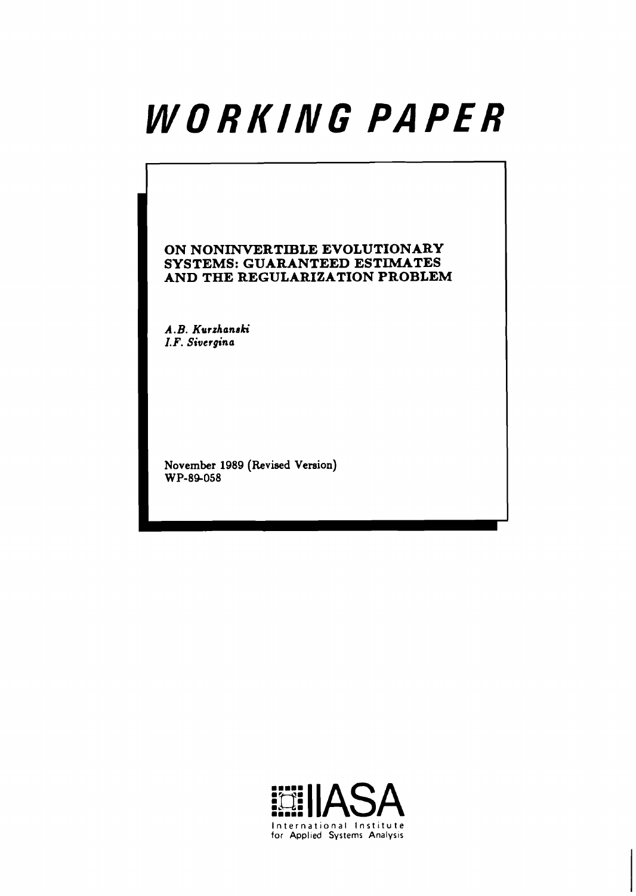# WORKING PAPER

**ON NONINVERTIBLE EVOLUTIONARY SYSTEMS: GUARANTEED ESTIMATES AND THE REGULARIZATION PROBLEM**

*A.B. Kurzhanski*
*I.F. Sivergina*

November 1989 (Revised Version)
WP-89-058

IIASA
International Institute for Applied Systems Analysis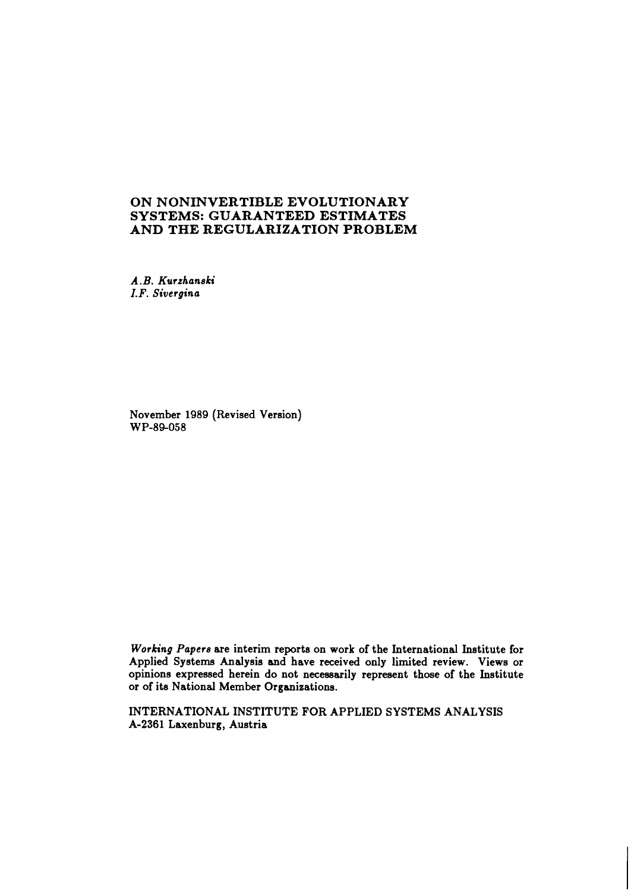# ON NONINVERTIBLE EVOLUTIONARY SYSTEMS: GUARANTEED ESTIMATES AND THE REGULARIZATION PROBLEM

*A.B. Kurzhanski*
*I.F. Sivergina*

November 1989 (Revised Version)
WP-89-058

*Working Papers* are interim reports on work of the International Institute for Applied Systems Analysis and have received only limited review. Views or opinions expressed herein do not necessarily represent those of the Institute or of its National Member Organizations.

INTERNATIONAL INSTITUTE FOR APPLIED SYSTEMS ANALYSIS
A-2361 Laxenburg, Austria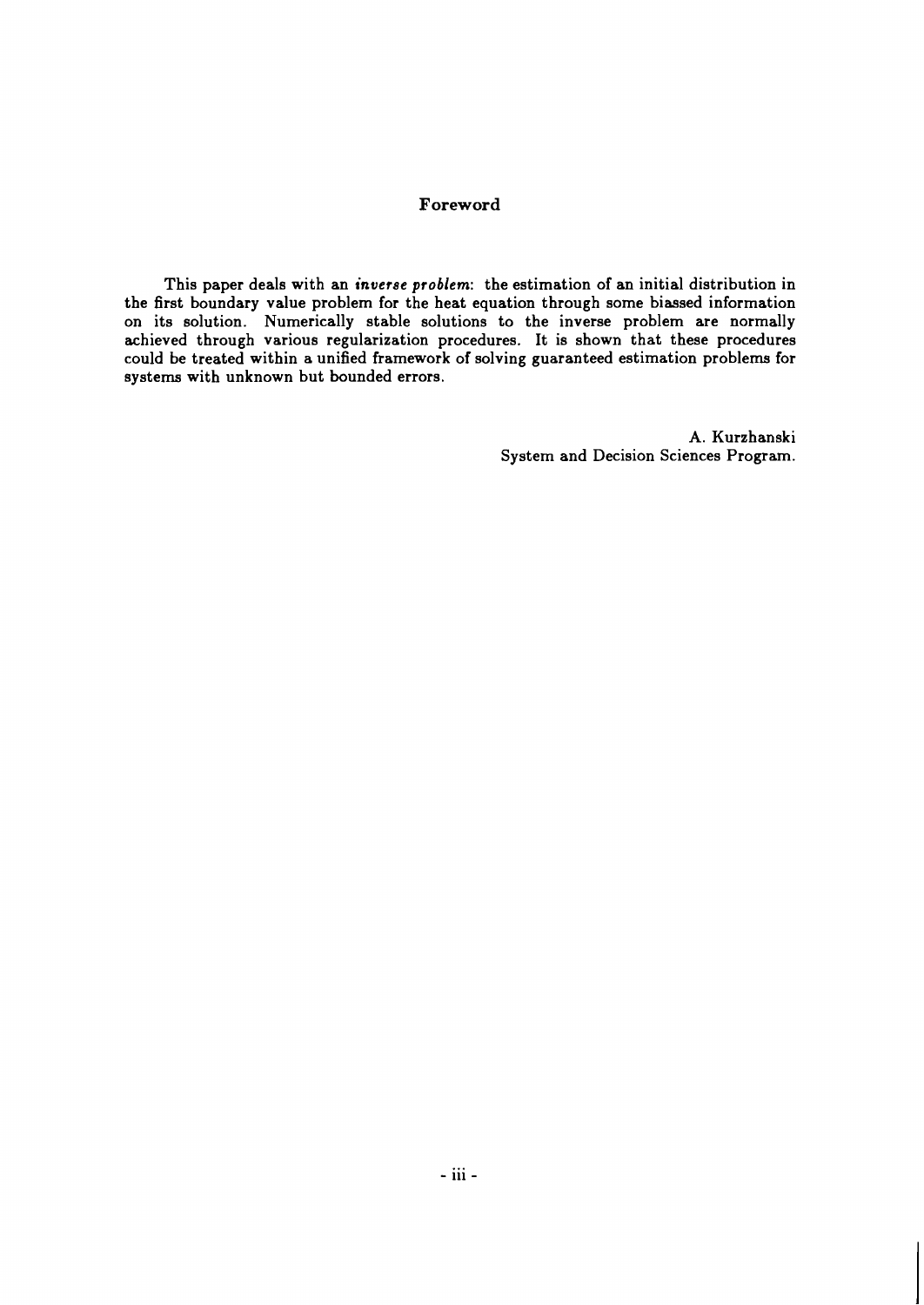## Foreword

This paper deals with an *inverse problem*: the estimation of an initial distribution in the first boundary value problem for the heat equation through some biassed information on its solution. Numerically stable solutions to the inverse problem are normally achieved through various regularization procedures. It is shown that these procedures could be treated within a unified framework of solving guaranteed estimation problems for systems with unknown but bounded errors.

A. Kurzhanski
System and Decision Sciences Program.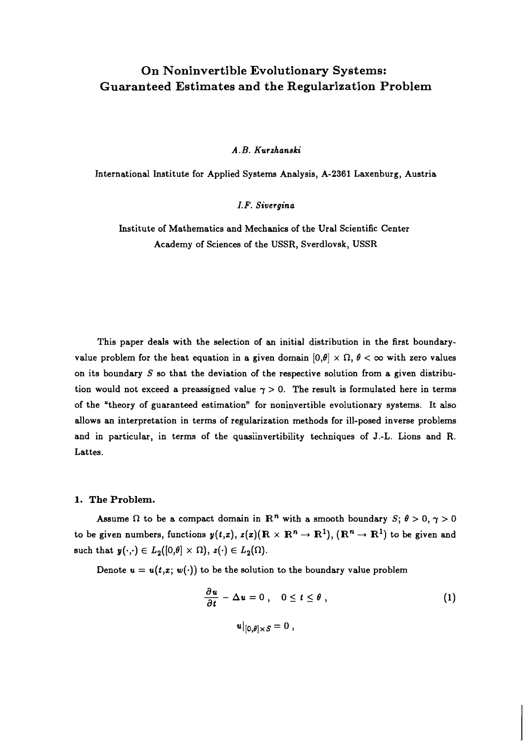# On Noninvertible Evolutionary Systems: Guaranteed Estimates and the Regularization Problem

*A.B. Kurzhanski*

International Institute for Applied Systems Analysis, A-2361 Laxenburg, Austria

*I.F. Sivergina*

Institute of Mathematics and Mechanics of the Ural Scientific Center
Academy of Sciences of the USSR, Sverdlovsk, USSR

This paper deals with the selection of an initial distribution in the first boundary-value problem for the heat equation in a given domain $[0,\theta] \times \Omega$, $\theta < \infty$ with zero values on its boundary $S$ so that the deviation of the respective solution from a given distribution would not exceed a preassigned value $\gamma > 0$. The result is formulated here in terms of the "theory of guaranteed estimation" for noninvertible evolutionary systems. It also allows an interpretation in terms of regularization methods for ill-posed inverse problems and in particular, in terms of the quasiinvertibility techniques of J.-L. Lions and R. Lattes.

## 1. The Problem.

Assume $\Omega$ to be a compact domain in $\mathbf{R}^n$ with a smooth boundary $S$; $\theta > 0, \gamma > 0$ to be given numbers, functions $y(t,x)$, $z(x)(\mathbf{R} \times \mathbf{R}^n \to \mathbf{R}^1)$, $(\mathbf{R}^n \to \mathbf{R}^1)$ to be given and such that $y(\cdot,\cdot) \in L_2([0,\theta] \times \Omega)$, $z(\cdot) \in L_2(\Omega)$.

Denote $u = u(t,x;\, w(\cdot))$ to be the solution to the boundary value problem

$$\frac{\partial u}{\partial t} - \Delta u = 0\;, \quad 0 \leq t \leq \theta\;, \tag{1}$$

$$u\big|_{[0,\theta] \times S} = 0\;,$$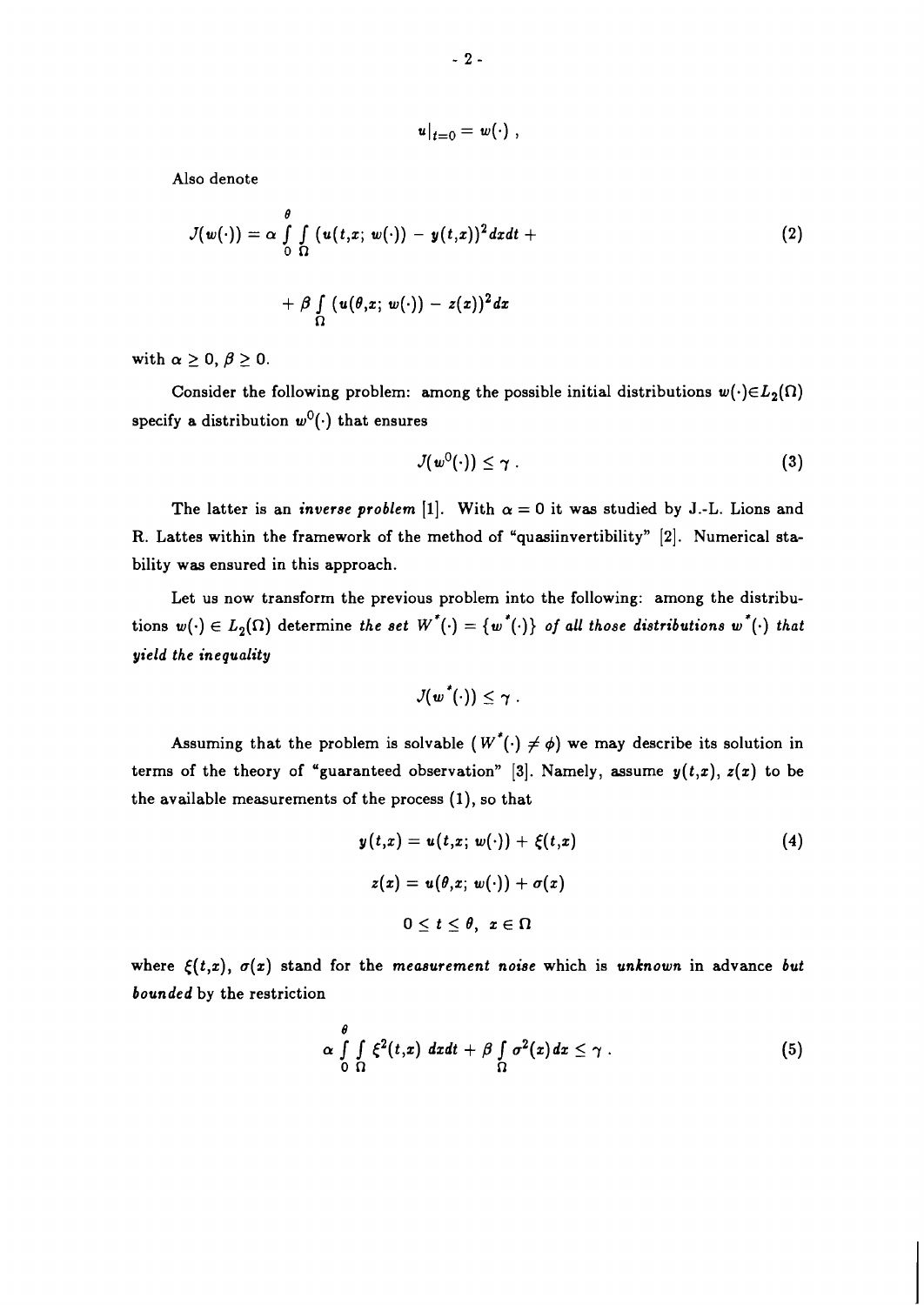$$u|_{t=0} = w(\cdot) \, ,$$

Also denote

$$J(w(\cdot)) = \alpha \int_0^\theta \int_\Omega (u(t,x;\, w(\cdot)) - y(t,x))^2 dx dt + \tag{2}$$

$$+ \beta \int_\Omega (u(\theta,x;\, w(\cdot)) - z(x))^2 dx$$

with $\alpha \geq 0$, $\beta \geq 0$.

Consider the following problem: among the possible initial distributions $w(\cdot) \in L_2(\Omega)$ specify a distribution $w^0(\cdot)$ that ensures

$$J(w^0(\cdot)) \leq \gamma \, . \tag{3}$$

The latter is an *inverse problem* [1]. With $\alpha = 0$ it was studied by J.-L. Lions and R. Lattes within the framework of the method of "quasiinvertibility" [2]. Numerical stability was ensured in this approach.

Let us now transform the previous problem into the following: among the distributions $w(\cdot) \in L_2(\Omega)$ determine *the set* $W^*(\cdot) = \{w^*(\cdot)\}$ *of all those distributions* $w^*(\cdot)$ *that yield the inequality*

$$J(w^*(\cdot)) \leq \gamma \, .$$

Assuming that the problem is solvable ($W^*(\cdot) \neq \phi$) we may describe its solution in terms of the theory of "guaranteed observation" [3]. Namely, assume $y(t,x)$, $z(x)$ to be the available measurements of the process (1), so that

$$y(t,x) = u(t,x;\, w(\cdot)) + \xi(t,x) \tag{4}$$

$$z(x) = u(\theta,x;\, w(\cdot)) + \sigma(x)$$

$$0 \leq t \leq \theta, \;\; x \in \Omega$$

where $\xi(t,x)$, $\sigma(x)$ stand for the *measurement noise* which is *unknown* in advance *but bounded* by the restriction

$$\alpha \int_0^\theta \int_\Omega \xi^2(t,x) \; dx dt + \beta \int_\Omega \sigma^2(x) dx \leq \gamma \, . \tag{5}$$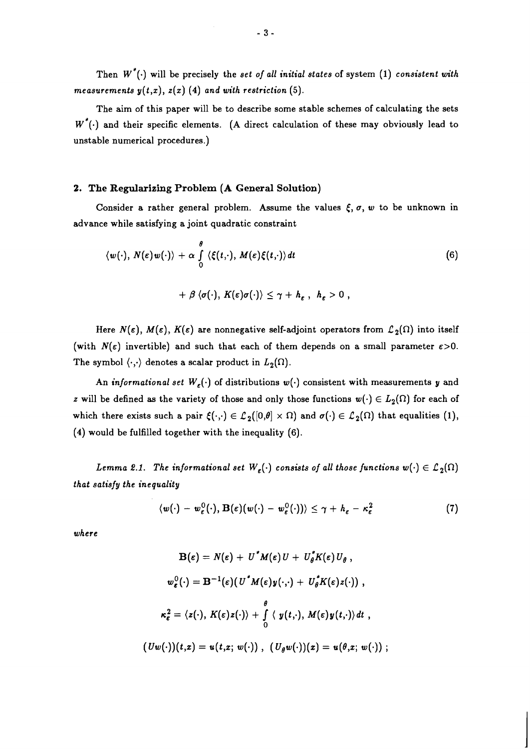Then $W^*(\cdot)$ will be precisely the *set of all initial states* of system (1) *consistent with measurements* $y(t,x)$, $z(x)$ (4) *and with restriction* (5).

The aim of this paper will be to describe some stable schemes of calculating the sets $W^*(\cdot)$ and their specific elements. (A direct calculation of these may obviously lead to unstable numerical procedures.)

## 2. The Regularizing Problem (A General Solution)

Consider a rather general problem. Assume the values $\xi$, $\sigma$, $w$ to be unknown in advance while satisfying a joint quadratic constraint

$$\langle w(\cdot), N(\varepsilon) w(\cdot)\rangle + \alpha \int_0^\theta \langle \xi(t,\cdot), M(\varepsilon)\xi(t,\cdot)\rangle dt \tag{6}$$

$$+ \beta \langle \sigma(\cdot), K(\varepsilon)\sigma(\cdot)\rangle \leq \gamma + h_\varepsilon \ , \ \ h_\varepsilon > 0 \ ,$$

Here $N(\varepsilon)$, $M(\varepsilon)$, $K(\varepsilon)$ are nonnegative self-adjoint operators from $\mathcal{L}_2(\Omega)$ into itself (with $N(\varepsilon)$ invertible) and such that each of them depends on a small parameter $\varepsilon > 0$. The symbol $\langle \cdot, \cdot \rangle$ denotes a scalar product in $L_2(\Omega)$.

An *informational set* $W_\varepsilon(\cdot)$ of distributions $w(\cdot)$ consistent with measurements $y$ and $z$ will be defined as the variety of those and only those functions $w(\cdot) \in L_2(\Omega)$ for each of which there exists such a pair $\xi(\cdot,\cdot) \in \mathcal{L}_2([0,\theta] \times \Omega)$ and $\sigma(\cdot) \in \mathcal{L}_2(\Omega)$ that equalities (1), (4) would be fulfilled together with the inequality (6).

*Lemma 2.1. The informational set $W_\varepsilon(\cdot)$ consists of all those functions $w(\cdot) \in \mathcal{L}_2(\Omega)$ that satisfy the inequality*

$$\langle w(\cdot) - w_\varepsilon^0(\cdot), \mathbf{B}(\varepsilon)(w(\cdot) - w_\varepsilon^0(\cdot))\rangle \leq \gamma + h_\varepsilon - \kappa_\varepsilon^2 \tag{7}$$

*where*

$$\mathbf{B}(\varepsilon) = N(\varepsilon) + U^* M(\varepsilon) U + U_\theta^* K(\varepsilon) U_\theta \ ,$$

$$w_\varepsilon^0(\cdot) = \mathbf{B}^{-1}(\varepsilon)(U^* M(\varepsilon) y(\cdot,\cdot) + U_\theta^* K(\varepsilon) z(\cdot)) \ ,$$

$$\kappa_\varepsilon^2 = \langle z(\cdot), K(\varepsilon) z(\cdot)\rangle + \int_0^\theta \langle \ y(t,\cdot), M(\varepsilon) y(t,\cdot)\rangle dt \ ,$$

$$(Uw(\cdot))(t,x) = u(t,x;\ w(\cdot)) \ , \ \ (U_\theta w(\cdot))(x) = u(\theta,x;\ w(\cdot)) \ ;$$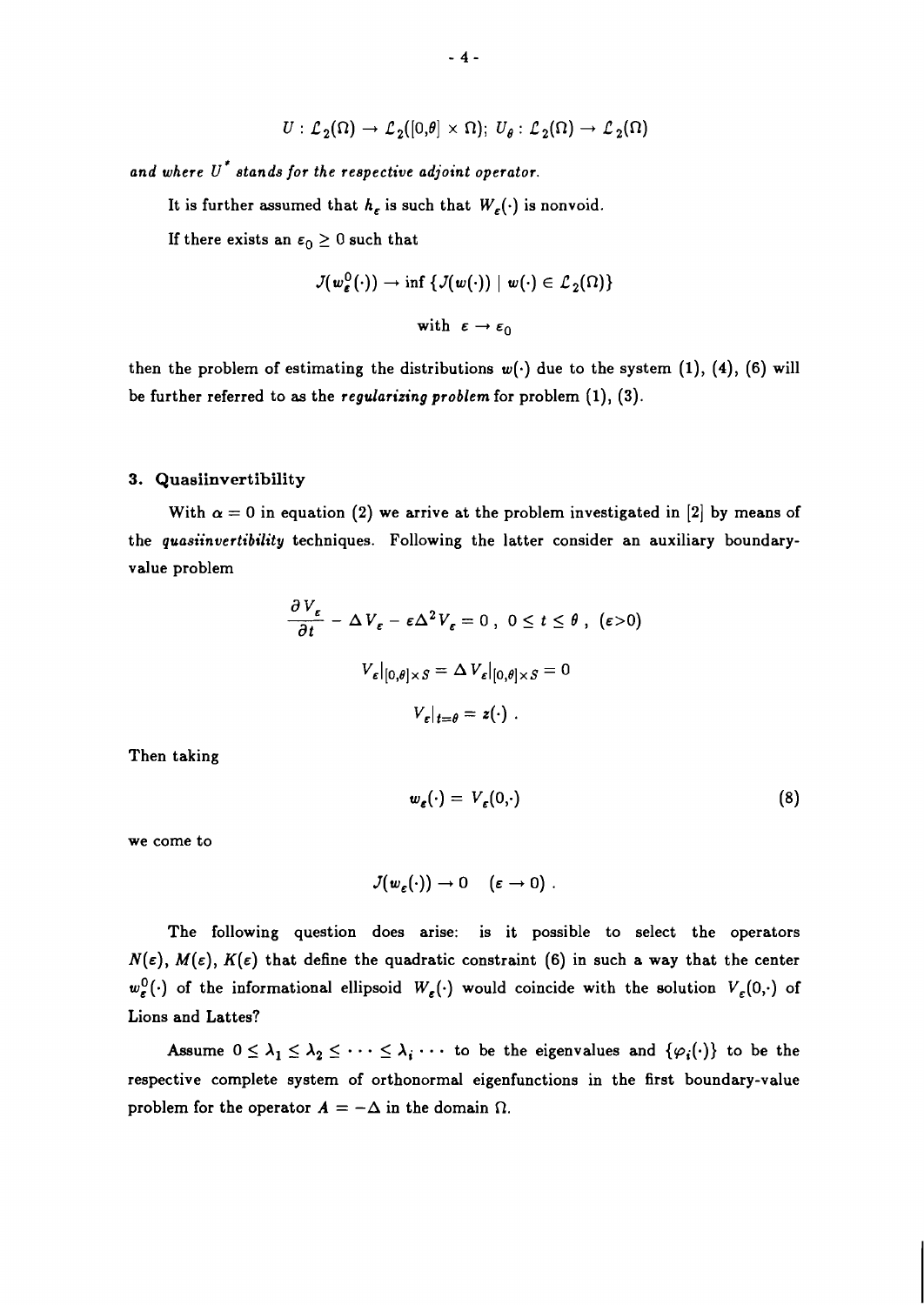$$U : \mathcal{L}_2(\Omega) \rightarrow \mathcal{L}_2([0,\theta] \times \Omega);\ U_\theta : \mathcal{L}_2(\Omega) \rightarrow \mathcal{L}_2(\Omega)$$

*and where* $U^*$ *stands for the respective adjoint operator.*

It is further assumed that $h_\varepsilon$ is such that $W_\varepsilon(\cdot)$ is nonvoid.

If there exists an $\varepsilon_0 \geq 0$ such that

$$\mathcal{J}(w_\varepsilon^0(\cdot)) \rightarrow \inf \{\mathcal{J}(w(\cdot)) \mid w(\cdot) \in \mathcal{L}_2(\Omega)\}$$

$$\text{with } \varepsilon \rightarrow \varepsilon_0$$

then the problem of estimating the distributions $w(\cdot)$ due to the system (1), (4), (6) will be further referred to as the *regularizing problem* for problem (1), (3).

## 3. Quasiinvertibility

With $\alpha = 0$ in equation (2) we arrive at the problem investigated in [2] by means of the *quasiinvertibility* techniques. Following the latter consider an auxiliary boundary-value problem

$$\frac{\partial V_\varepsilon}{\partial t} - \Delta V_\varepsilon - \varepsilon \Delta^2 V_\varepsilon = 0\ ,\ 0 \leq t \leq \theta\ ,\ (\varepsilon > 0)$$

$$V_\varepsilon|_{[0,\theta] \times S} = \Delta V_\varepsilon|_{[0,\theta] \times S} = 0$$

$$V_\varepsilon|_{t=\theta} = z(\cdot)\ .$$

Then taking

$$w_\varepsilon(\cdot) = V_\varepsilon(0,\cdot) \tag{8}$$

we come to

$$\mathcal{J}(w_\varepsilon(\cdot)) \rightarrow 0 \quad (\varepsilon \rightarrow 0)\ .$$

The following question does arise: is it possible to select the operators $N(\varepsilon)$, $M(\varepsilon)$, $K(\varepsilon)$ that define the quadratic constraint (6) in such a way that the center $w_\varepsilon^0(\cdot)$ of the informational ellipsoid $W_\varepsilon(\cdot)$ would coincide with the solution $V_\varepsilon(0,\cdot)$ of Lions and Lattes?

Assume $0 \leq \lambda_1 \leq \lambda_2 \leq \cdots \leq \lambda_i \cdots$ to be the eigenvalues and $\{\varphi_i(\cdot)\}$ to be the respective complete system of orthonormal eigenfunctions in the first boundary-value problem for the operator $A = -\Delta$ in the domain $\Omega$.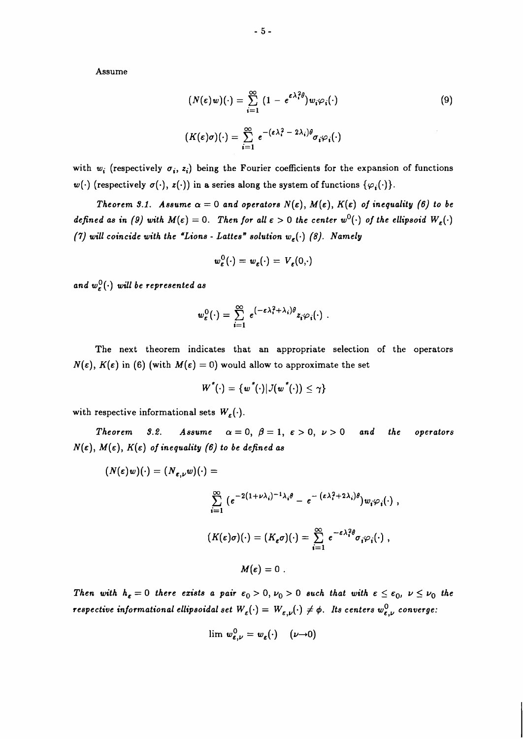Assume

$$(N(\varepsilon)w)(\cdot) = \sum_{i=1}^{\infty} (1 - e^{\varepsilon\lambda_i^2\theta})w_i\varphi_i(\cdot) \tag{9}$$

$$(K(\varepsilon)\sigma)(\cdot) = \sum_{i=1}^{\infty} e^{-(\varepsilon\lambda_i^2 - 2\lambda_i)\theta}\sigma_i\varphi_i(\cdot)$$

with $w_i$ (respectively $\sigma_i$, $z_i$) being the Fourier coefficients for the expansion of functions $w(\cdot)$ (respectively $\sigma(\cdot)$, $z(\cdot)$) in a series along the system of functions $\{\varphi_i(\cdot)\}$.

*Theorem 3.1. Assume $\alpha = 0$ and operators $N(\varepsilon)$, $M(\varepsilon)$, $K(\varepsilon)$ of inequality (6) to be defined as in (9) with $M(\varepsilon) = 0$. Then for all $\varepsilon > 0$ the center $w^0(\cdot)$ of the ellipsoid $W_\varepsilon(\cdot)$ (7) will coincide with the "Lions - Lattes" solution $w_\varepsilon(\cdot)$ (8). Namely*

$$w_\varepsilon^0(\cdot) = w_\varepsilon(\cdot) = V_\varepsilon(0,\cdot)$$

*and $w_\varepsilon^0(\cdot)$ will be represented as*

$$w_\varepsilon^0(\cdot) = \sum_{i=1}^{\infty} e^{(-\varepsilon\lambda_i^2+\lambda_i)\theta}z_i\varphi_i(\cdot) .$$

The next theorem indicates that an appropriate selection of the operators $N(\varepsilon)$, $K(\varepsilon)$ in (6) (with $M(\varepsilon) = 0$) would allow to approximate the set

$$W^*(\cdot) = \{w^*(\cdot) | J(w^*(\cdot)) \leq \gamma\}$$

with respective informational sets $W_\varepsilon(\cdot)$.

*Theorem 3.2. Assume $\alpha = 0$, $\beta = 1$, $\varepsilon > 0$, $\nu > 0$ and the operators $N(\varepsilon)$, $M(\varepsilon)$, $K(\varepsilon)$ of inequality (6) to be defined as*

$$(N(\varepsilon)w)(\cdot) = (N_{\varepsilon,\nu}w)(\cdot) =$$

$$\sum_{i=1}^{\infty} (e^{-2(1+\nu\lambda_i)^{-1}\lambda_i\theta} - e^{-(\varepsilon\lambda_i^2+2\lambda_i)\theta})w_i\varphi_i(\cdot) ,$$

$$(K(\varepsilon)\sigma)(\cdot) = (K_\varepsilon\sigma)(\cdot) = \sum_{i=1}^{\infty} e^{-\varepsilon\lambda_i^2\theta}\sigma_i\varphi_i(\cdot) ,$$

$$M(\varepsilon) = 0 .$$

*Then with $h_\varepsilon = 0$ there exists a pair $\varepsilon_0 > 0$, $\nu_0 > 0$ such that with $\varepsilon \leq \varepsilon_0$, $\nu \leq \nu_0$ the respective informational ellipsoidal set $W_\varepsilon(\cdot) = W_{\varepsilon,\nu}(\cdot) \neq \phi$. Its centers $w_{\varepsilon,\nu}^0$ converge:*

$$\lim w_{\varepsilon,\nu}^0 = w_\varepsilon(\cdot) \quad (\nu \to 0)$$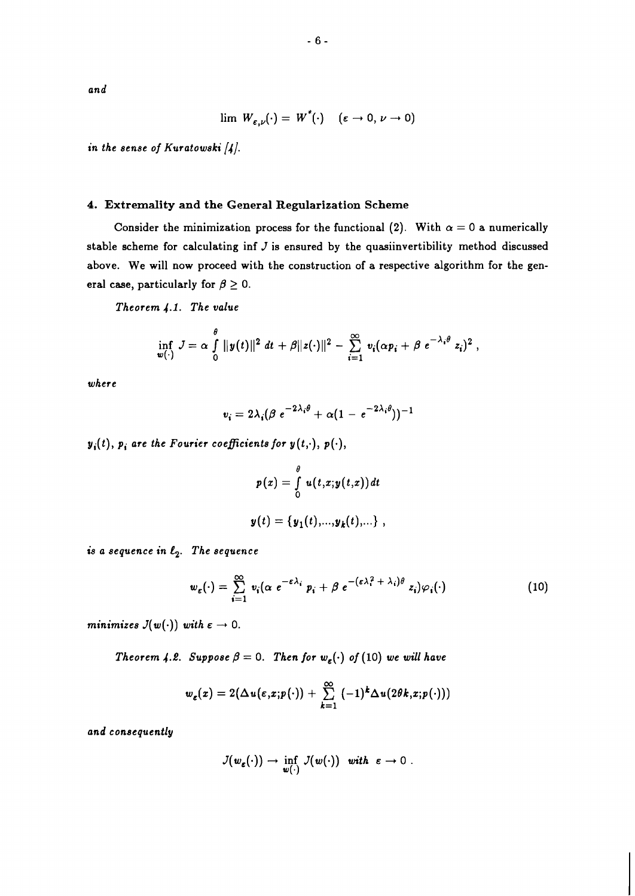*and*

$$\lim W_{\varepsilon,\nu}(\cdot) = W^{*}(\cdot) \quad (\varepsilon \to 0, \nu \to 0)$$

*in the sense of Kuratowski [4].*

## 4. Extremality and the General Regularization Scheme

Consider the minimization process for the functional (2). With $\alpha = 0$ a numerically stable scheme for calculating inf $J$ is ensured by the quasiinvertibility method discussed above. We will now proceed with the construction of a respective algorithm for the general case, particularly for $\beta \geq 0$.

*Theorem 4.1. The value*

$$\inf_{w(\cdot)} J = \alpha \int_0^\theta \|y(t)\|^2 \, dt + \beta \|z(\cdot)\|^2 - \sum_{i=1}^{\infty} v_i(\alpha p_i + \beta \, e^{-\lambda_i \theta} z_i)^2 ,$$

*where*

$$v_i = 2\lambda_i(\beta \, e^{-2\lambda_i \theta} + \alpha(1 - e^{-2\lambda_i \theta}))^{-1}$$

*$y_i(t)$, $p_i$ are the Fourier coefficients for $y(t,\cdot)$, $p(\cdot)$,*

$$p(x) = \int_0^\theta u(t,x;y(t,x)) \, dt$$

$$y(t) = \{y_1(t),\ldots,y_k(t),\ldots\} ,$$

*is a sequence in $\ell_2$. The sequence*

$$w_\varepsilon(\cdot) = \sum_{i=1}^{\infty} v_i(\alpha \, e^{-\varepsilon\lambda_i} \, p_i + \beta \, e^{-(\varepsilon\lambda_i^2 + \lambda_i)\theta} \, z_i)\varphi_i(\cdot) \tag{10}$$

*minimizes $J(w(\cdot))$ with $\varepsilon \to 0$.*

*Theorem 4.2. Suppose $\beta = 0$. Then for $w_\varepsilon(\cdot)$ of (10) we will have*

$$w_\varepsilon(x) = 2(\Delta u(\varepsilon,x;p(\cdot)) + \sum_{k=1}^{\infty} (-1)^k \Delta u(2\theta k,x;p(\cdot)))$$

*and consequently*

$$J(w_\varepsilon(\cdot)) \to \inf_{w(\cdot)} J(w(\cdot)) \;\; with \;\; \varepsilon \to 0 .$$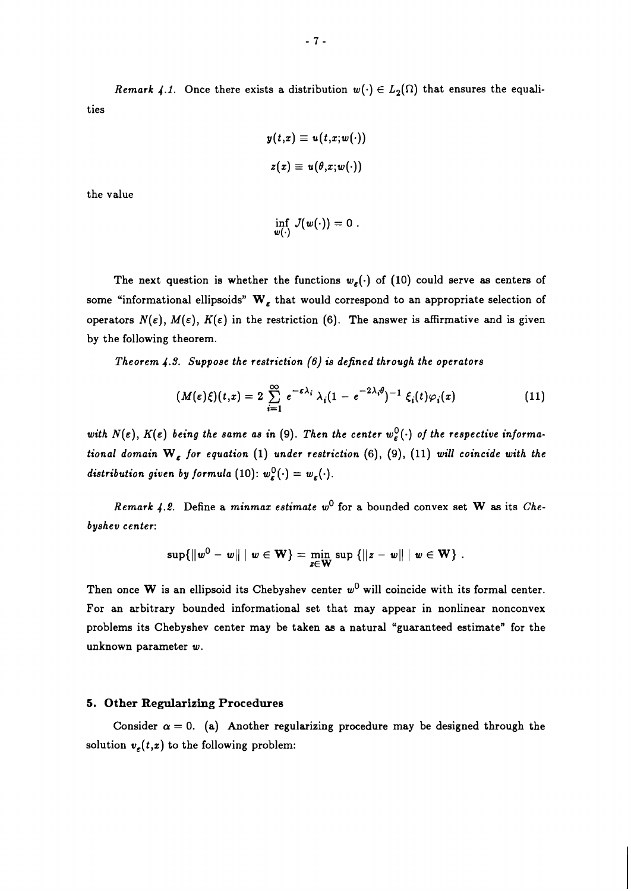*Remark 4.1.* Once there exists a distribution $w(\cdot) \in L_2(\Omega)$ that ensures the equalities

$$y(t,x) \equiv u(t,x;w(\cdot))$$

$$z(x) \equiv u(\theta,x;w(\cdot))$$

the value

$$\inf_{w(\cdot)} J(w(\cdot)) = 0 \ .$$

The next question is whether the functions $w_\varepsilon(\cdot)$ of (10) could serve as centers of some "informational ellipsoids" $\mathbf{W}_\varepsilon$ that would correspond to an appropriate selection of operators $N(\varepsilon)$, $M(\varepsilon)$, $K(\varepsilon)$ in the restriction (6). The answer is affirmative and is given by the following theorem.

*Theorem 4.3. Suppose the restriction (6) is defined through the operators*

$$(M(\varepsilon)\xi)(t,x) = 2 \sum_{i=1}^{\infty} e^{-\varepsilon\lambda_i} \lambda_i (1 - e^{-2\lambda_i\theta})^{-1} \xi_i(t)\varphi_i(x) \tag{11}$$

*with $N(\varepsilon)$, $K(\varepsilon)$ being the same as in (9). Then the center $w_\varepsilon^0(\cdot)$ of the respective informational domain $\mathbf{W}_\varepsilon$ for equation (1) under restriction (6), (9), (11) will coincide with the distribution given by formula (10): $w_\varepsilon^0(\cdot) = w_\varepsilon(\cdot)$.*

*Remark 4.2.* Define a *minmax estimate* $w^0$ for a bounded convex set $\mathbf{W}$ as its *Chebyshev center*:

$$\sup\{\|w^0 - w\| \mid w \in \mathbf{W}\} = \min_{z \in \mathbf{W}} \sup \{\|z - w\| \mid w \in \mathbf{W}\} \ .$$

Then once $\mathbf{W}$ is an ellipsoid its Chebyshev center $w^0$ will coincide with its formal center. For an arbitrary bounded informational set that may appear in nonlinear nonconvex problems its Chebyshev center may be taken as a natural "guaranteed estimate" for the unknown parameter $w$.

## 5. Other Regularizing Procedures

Consider $\alpha = 0$. (a) Another regularizing procedure may be designed through the solution $v_\varepsilon(t,x)$ to the following problem: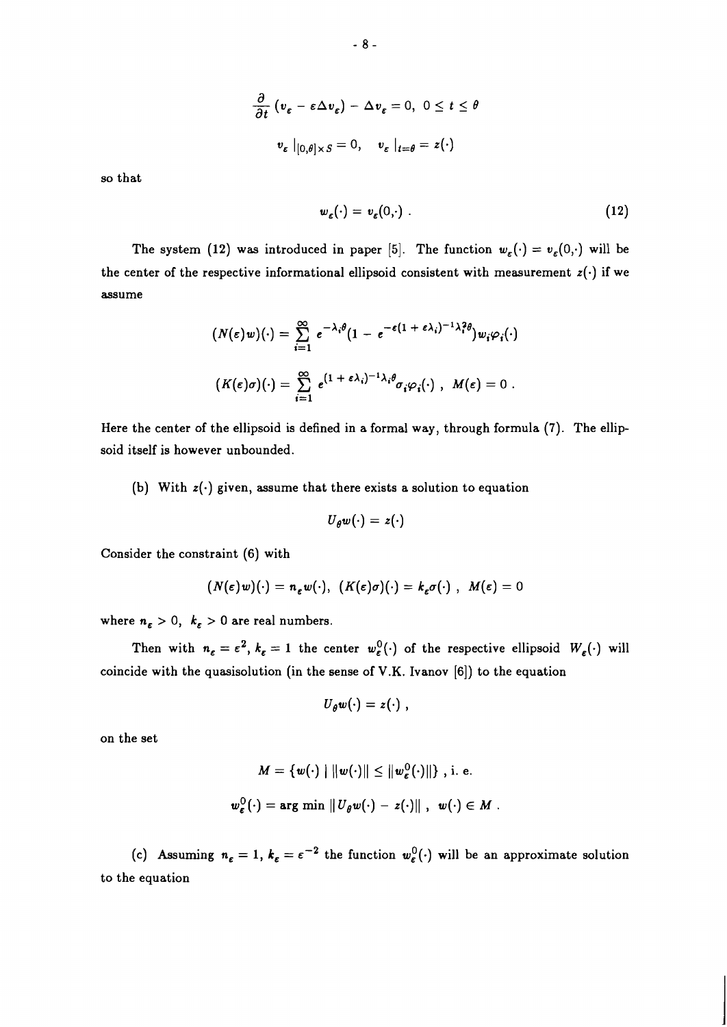$$\frac{\partial}{\partial t}(v_\varepsilon - \varepsilon \Delta v_\varepsilon) - \Delta v_\varepsilon = 0, \; 0 \le t \le \theta$$

$$v_\varepsilon \,|_{[0,\theta] \times S} = 0, \quad v_\varepsilon \,|_{t=\theta} = z(\cdot)$$

so that

$$w_\varepsilon(\cdot) = v_\varepsilon(0,\cdot) \,. \tag{12}$$

The system (12) was introduced in paper [5]. The function $w_\varepsilon(\cdot) = v_\varepsilon(0,\cdot)$ will be the center of the respective informational ellipsoid consistent with measurement $z(\cdot)$ if we assume

$$(N(\varepsilon)w)(\cdot) = \sum_{i=1}^{\infty} e^{-\lambda_i \theta}(1 - e^{-\varepsilon(1+\varepsilon\lambda_i)^{-1}\lambda_i^2 \theta}) w_i \varphi_i(\cdot)$$

$$(K(\varepsilon)\sigma)(\cdot) = \sum_{i=1}^{\infty} e^{(1+\varepsilon\lambda_i)^{-1}\lambda_i \theta} \sigma_i \varphi_i(\cdot) \,, \; M(\varepsilon) = 0 \,.$$

Here the center of the ellipsoid is defined in a formal way, through formula (7). The ellipsoid itself is however unbounded.

(b) With $z(\cdot)$ given, assume that there exists a solution to equation

$$U_\theta w(\cdot) = z(\cdot)$$

Consider the constraint (6) with

$$(N(\varepsilon)w)(\cdot) = n_\varepsilon w(\cdot), \; (K(\varepsilon)\sigma)(\cdot) = k_\varepsilon \sigma(\cdot) \,, \; M(\varepsilon) = 0$$

where $n_\varepsilon > 0$, $k_\varepsilon > 0$ are real numbers.

Then with $n_\varepsilon = \varepsilon^2$, $k_\varepsilon = 1$ the center $w_\varepsilon^0(\cdot)$ of the respective ellipsoid $W_\varepsilon(\cdot)$ will coincide with the quasisolution (in the sense of V.K. Ivanov [6]) to the equation

$$U_\theta w(\cdot) = z(\cdot) \,,$$

on the set

$$M = \{w(\cdot) \mid \|w(\cdot)\| \le \|w_\varepsilon^0(\cdot)\|\} \text{ , i. e.}$$

$$w_\varepsilon^0(\cdot) = \arg\min \|U_\theta w(\cdot) - z(\cdot)\| \,, \; w(\cdot) \in M \,.$$

(c) Assuming $n_\varepsilon = 1$, $k_\varepsilon = \varepsilon^{-2}$ the function $w_\varepsilon^0(\cdot)$ will be an approximate solution to the equation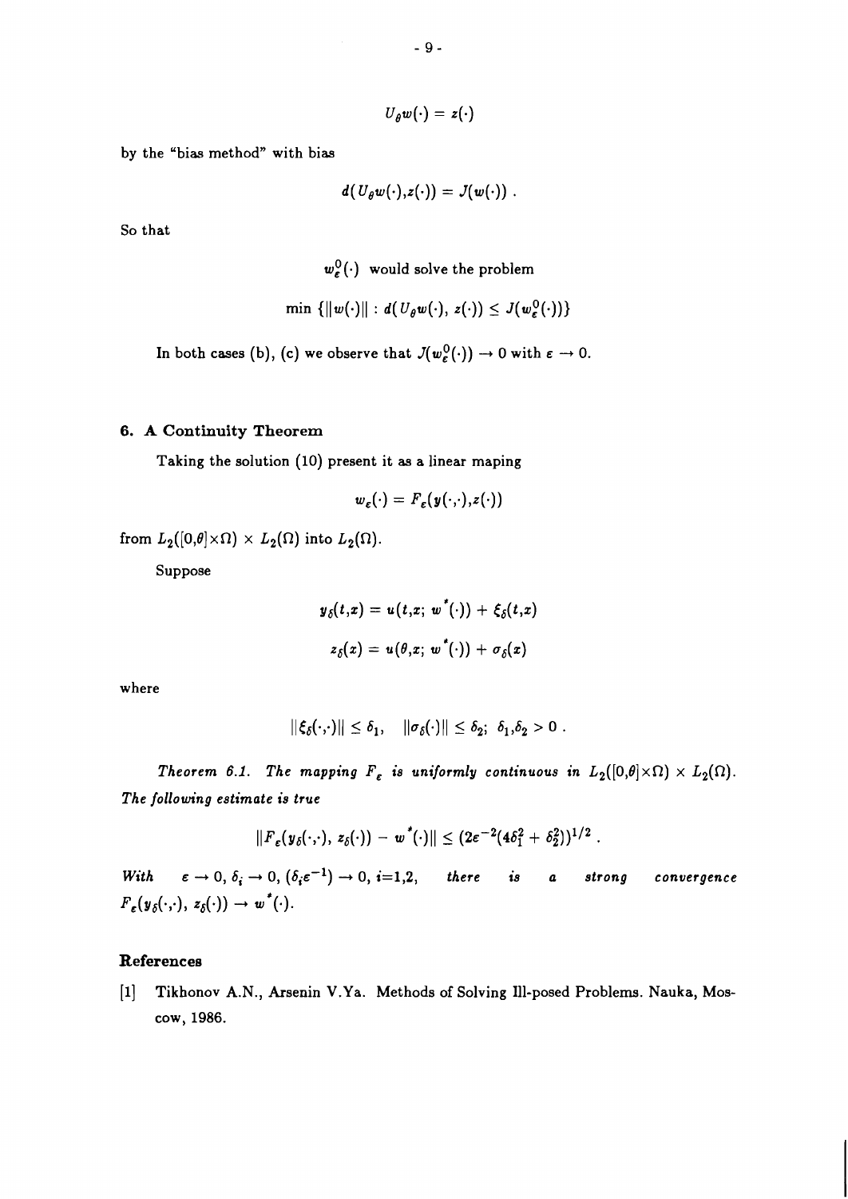$$U_\theta w(\cdot) = z(\cdot)$$

by the "bias method" with bias

$$d(U_\theta w(\cdot), z(\cdot)) = J(w(\cdot)) .$$

So that

$$w_\varepsilon^0(\cdot) \text{ would solve the problem}$$

$$\min \{\|w(\cdot)\| : d(U_\theta w(\cdot),\, z(\cdot)) \leq J(w_\varepsilon^0(\cdot))\}$$

In both cases (b), (c) we observe that $J(w_\varepsilon^0(\cdot)) \to 0$ with $\varepsilon \to 0$.

## 6. A Continuity Theorem

Taking the solution (10) present it as a linear maping

$$w_\varepsilon(\cdot) = F_\varepsilon(y(\cdot,\cdot), z(\cdot))$$

from $L_2([0,\theta] \times \Omega) \times L_2(\Omega)$ into $L_2(\Omega)$.

Suppose

$$y_\delta(t,x) = u(t,x;\, w^*(\cdot)) + \xi_\delta(t,x)$$

$$z_\delta(x) = u(\theta,x;\, w^*(\cdot)) + \sigma_\delta(x)$$

where

$$\|\xi_\delta(\cdot,\cdot)\| \leq \delta_1, \quad \|\sigma_\delta(\cdot)\| \leq \delta_2; \ \delta_1, \delta_2 > 0 .$$

*Theorem 6.1. The mapping $F_\varepsilon$ is uniformly continuous in $L_2([0,\theta] \times \Omega) \times L_2(\Omega)$. The following estimate is true*

$$\|F_\varepsilon(y_\delta(\cdot,\cdot),\, z_\delta(\cdot)) - w^*(\cdot)\| \leq (2\varepsilon^{-2}(4\delta_1^2 + \delta_2^2))^{1/2} .$$

*With* $\varepsilon \to 0$, $\delta_i \to 0$, $(\delta_i \varepsilon^{-1}) \to 0$, $i{=}1{,}2$, *there is a strong convergence* $F_\varepsilon(y_\delta(\cdot,\cdot),\, z_\delta(\cdot)) \to w^*(\cdot)$.

## References

[1] Tikhonov A.N., Arsenin V.Ya. Methods of Solving Ill-posed Problems. Nauka, Moscow, 1986.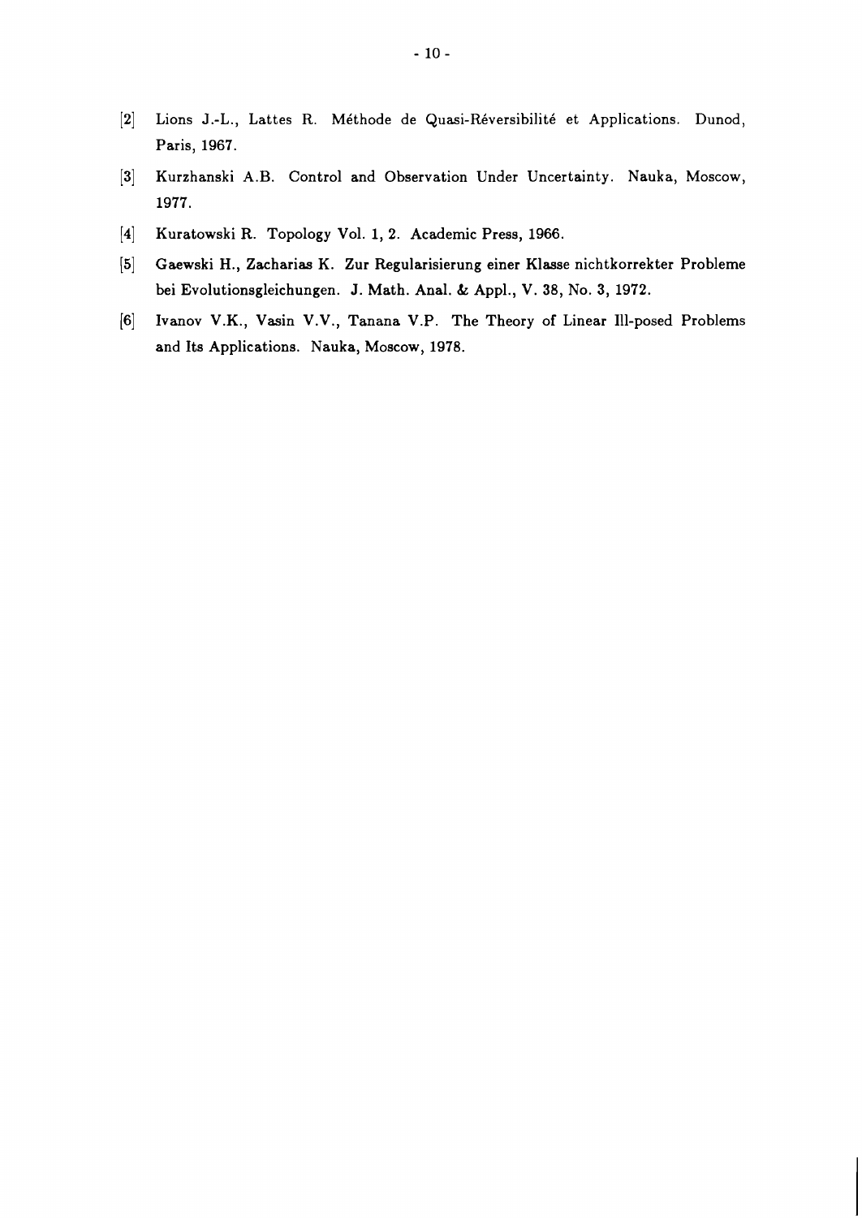[2] Lions J.-L., Lattes R. Méthode de Quasi-Réversibilité et Applications. Dunod, Paris, 1967.

[3] Kurzhanski A.B. Control and Observation Under Uncertainty. Nauka, Moscow, 1977.

[4] Kuratowski R. Topology Vol. 1, 2. Academic Press, 1966.

[5] Gaewski H., Zacharias K. Zur Regularisierung einer Klasse nichtkorrekter Probleme bei Evolutionsgleichungen. J. Math. Anal. & Appl., V. 38, No. 3, 1972.

[6] Ivanov V.K., Vasin V.V., Tanana V.P. The Theory of Linear Ill-posed Problems and Its Applications. Nauka, Moscow, 1978.